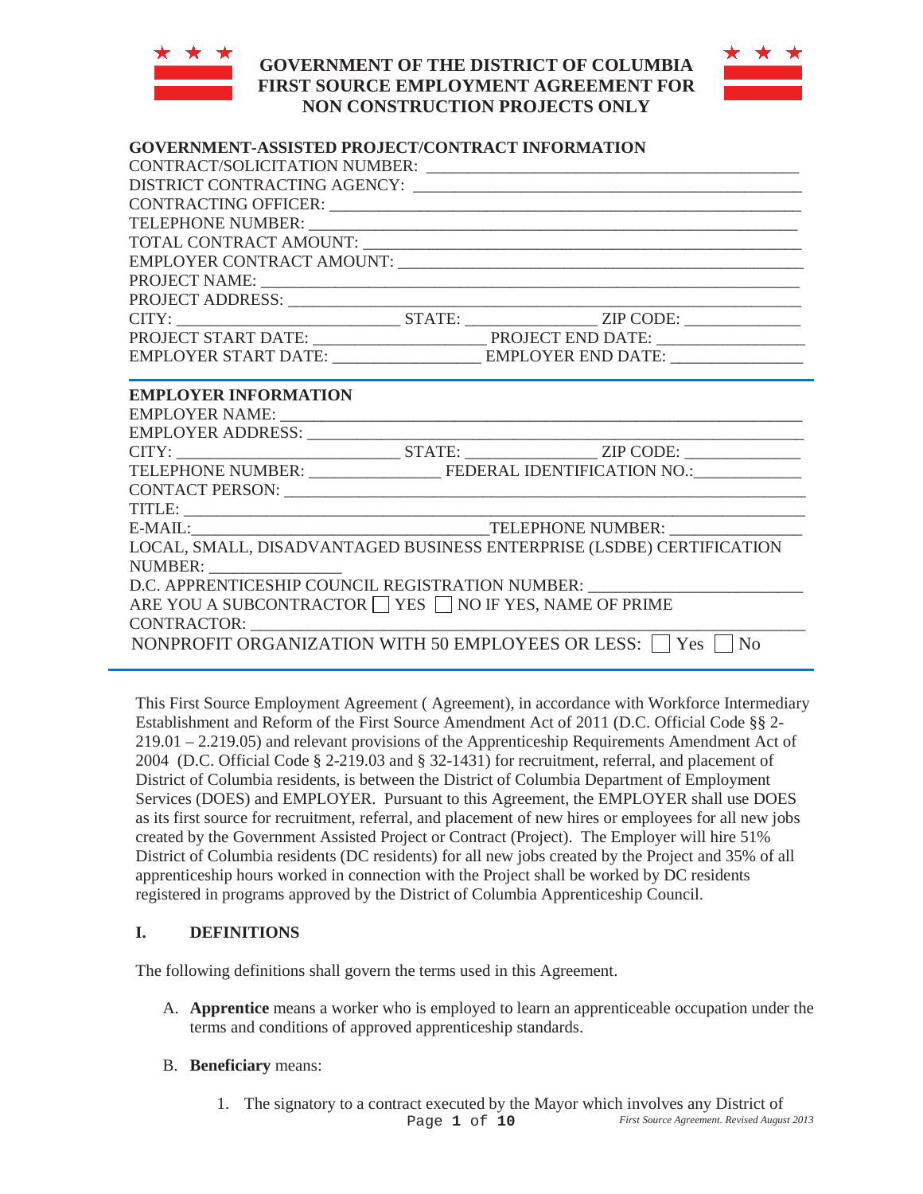# GOVERNMENT OF THE DISTRICT OF COLUMBIA FIRST SOURCE EMPLOYMENT AGREEMENT FOR NON CONSTRUCTION PROJECTS ONLY

**GOVERNMENT-ASSISTED PROJECT/CONTRACT INFORMATION**

CONTRACT/SOLICITATION NUMBER: ____________________________________________

DISTRICT CONTRACTING AGENCY: ____________________________________________

CONTRACTING OFFICER: ____________________________________________________

TELEPHONE NUMBER: ______________________________________________________

TOTAL CONTRACT AMOUNT: _________________________________________________

EMPLOYER CONTRACT AMOUNT: ______________________________________________

PROJECT NAME: __________________________________________________________

PROJECT ADDRESS: _______________________________________________________

CITY: _________________________ STATE: _______________ ZIP CODE: _____________

PROJECT START DATE: ___________________ PROJECT END DATE: ________________

EMPLOYER START DATE: ________________ EMPLOYER END DATE: _______________

**EMPLOYER INFORMATION**

EMPLOYER NAME: ________________________________________________________

EMPLOYER ADDRESS: _____________________________________________________

CITY: _________________________ STATE: _______________ ZIP CODE: _____________

TELEPHONE NUMBER: _______________ FEDERAL IDENTIFICATION NO.:____________

CONTACT PERSON: _______________________________________________________

TITLE: __________________________________________________________________

E-MAIL:__________________________________TELEPHONE NUMBER: _______________

LOCAL, SMALL, DISADVANTAGED BUSINESS ENTERPRISE (LSDBE) CERTIFICATION NUMBER: _______________

D.C. APPRENTICESHIP COUNCIL REGISTRATION NUMBER: ________________________

ARE YOU A SUBCONTRACTOR ☐ YES ☐ NO IF YES, NAME OF PRIME CONTRACTOR: ____________________________________________________________

NONPROFIT ORGANIZATION WITH 50 EMPLOYEES OR LESS: ☐ Yes ☐ No

---

This First Source Employment Agreement ( Agreement), in accordance with Workforce Intermediary Establishment and Reform of the First Source Amendment Act of 2011 (D.C. Official Code §§ 2-219.01 – 2.219.05) and relevant provisions of the Apprenticeship Requirements Amendment Act of 2004 (D.C. Official Code § 2-219.03 and § 32-1431) for recruitment, referral, and placement of District of Columbia residents, is between the District of Columbia Department of Employment Services (DOES) and EMPLOYER. Pursuant to this Agreement, the EMPLOYER shall use DOES as its first source for recruitment, referral, and placement of new hires or employees for all new jobs created by the Government Assisted Project or Contract (Project). The Employer will hire 51% District of Columbia residents (DC residents) for all new jobs created by the Project and 35% of all apprenticeship hours worked in connection with the Project shall be worked by DC residents registered in programs approved by the District of Columbia Apprenticeship Council.

## I. DEFINITIONS

The following definitions shall govern the terms used in this Agreement.

A. **Apprentice** means a worker who is employed to learn an apprenticeable occupation under the terms and conditions of approved apprenticeship standards.

B. **Beneficiary** means:

1. The signatory to a contract executed by the Mayor which involves any District of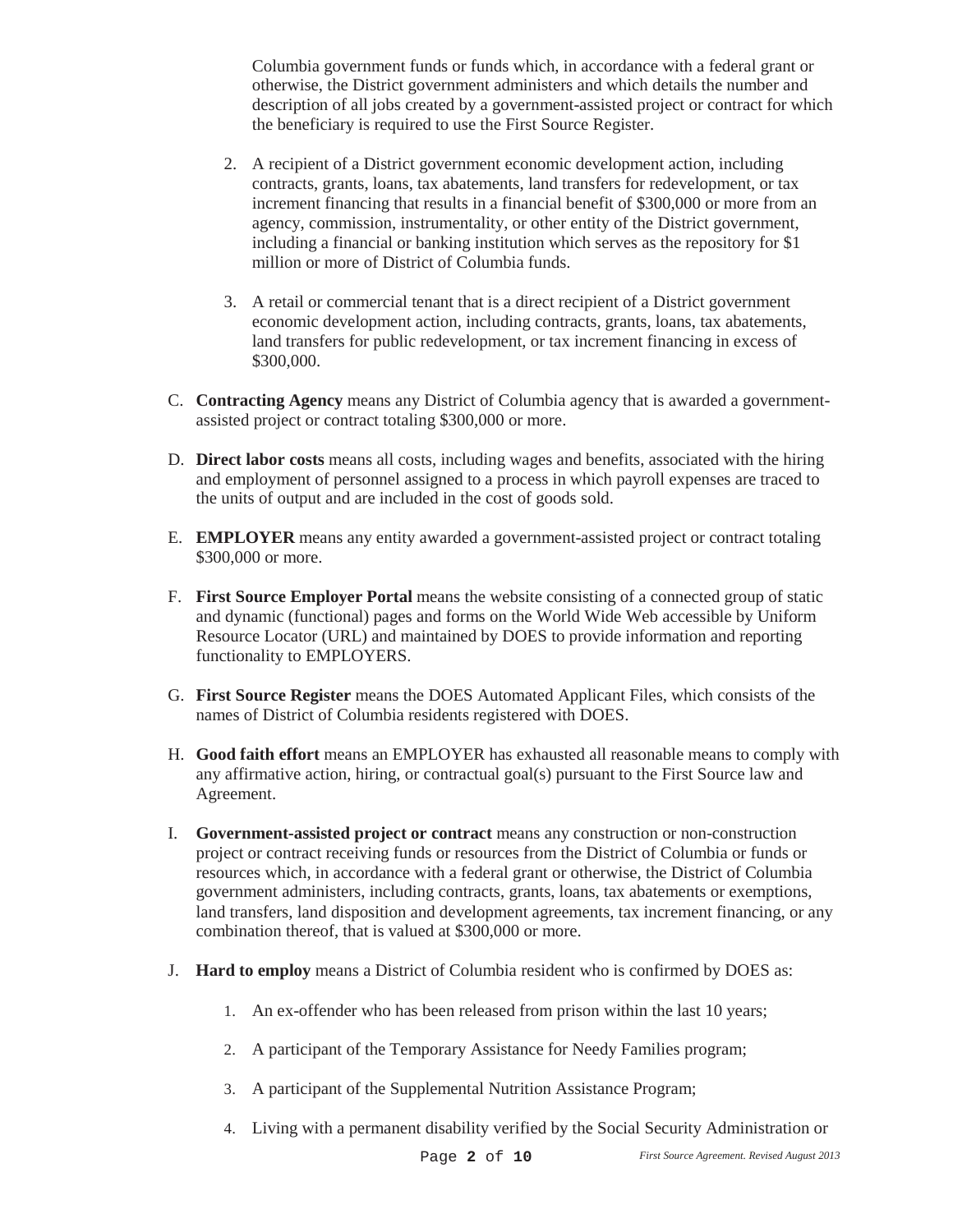Columbia government funds or funds which, in accordance with a federal grant or otherwise, the District government administers and which details the number and description of all jobs created by a government-assisted project or contract for which the beneficiary is required to use the First Source Register.

2. A recipient of a District government economic development action, including contracts, grants, loans, tax abatements, land transfers for redevelopment, or tax increment financing that results in a financial benefit of $300,000 or more from an agency, commission, instrumentality, or other entity of the District government, including a financial or banking institution which serves as the repository for $1 million or more of District of Columbia funds.

3. A retail or commercial tenant that is a direct recipient of a District government economic development action, including contracts, grants, loans, tax abatements, land transfers for public redevelopment, or tax increment financing in excess of $300,000.

C. **Contracting Agency** means any District of Columbia agency that is awarded a government-assisted project or contract totaling $300,000 or more.

D. **Direct labor costs** means all costs, including wages and benefits, associated with the hiring and employment of personnel assigned to a process in which payroll expenses are traced to the units of output and are included in the cost of goods sold.

E. **EMPLOYER** means any entity awarded a government-assisted project or contract totaling $300,000 or more.

F. **First Source Employer Portal** means the website consisting of a connected group of static and dynamic (functional) pages and forms on the World Wide Web accessible by Uniform Resource Locator (URL) and maintained by DOES to provide information and reporting functionality to EMPLOYERS.

G. **First Source Register** means the DOES Automated Applicant Files, which consists of the names of District of Columbia residents registered with DOES.

H. **Good faith effort** means an EMPLOYER has exhausted all reasonable means to comply with any affirmative action, hiring, or contractual goal(s) pursuant to the First Source law and Agreement.

I. **Government-assisted project or contract** means any construction or non-construction project or contract receiving funds or resources from the District of Columbia or funds or resources which, in accordance with a federal grant or otherwise, the District of Columbia government administers, including contracts, grants, loans, tax abatements or exemptions, land transfers, land disposition and development agreements, tax increment financing, or any combination thereof, that is valued at $300,000 or more.

J. **Hard to employ** means a District of Columbia resident who is confirmed by DOES as:

1. An ex-offender who has been released from prison within the last 10 years;
2. A participant of the Temporary Assistance for Needy Families program;
3. A participant of the Supplemental Nutrition Assistance Program;
4. Living with a permanent disability verified by the Social Security Administration or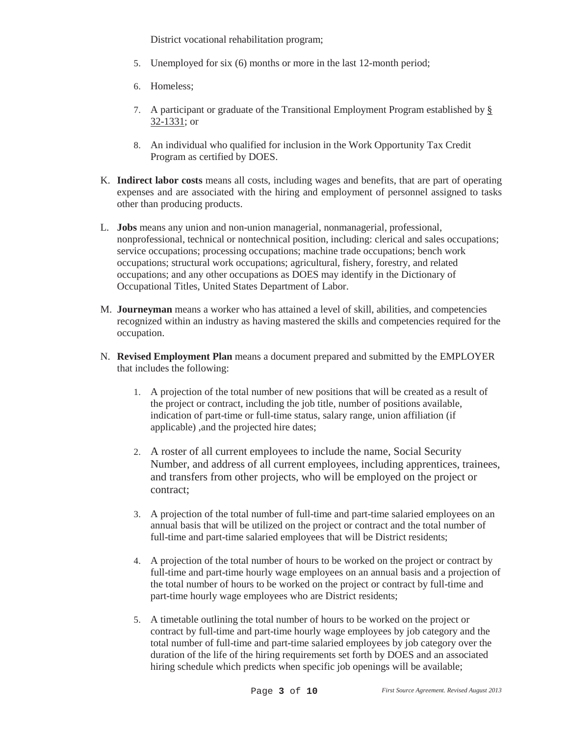District vocational rehabilitation program;

5. Unemployed for six (6) months or more in the last 12-month period;
6. Homeless;
7. A participant or graduate of the Transitional Employment Program established by § 32-1331; or
8. An individual who qualified for inclusion in the Work Opportunity Tax Credit Program as certified by DOES.

K. **Indirect labor costs** means all costs, including wages and benefits, that are part of operating expenses and are associated with the hiring and employment of personnel assigned to tasks other than producing products.

L. **Jobs** means any union and non-union managerial, nonmanagerial, professional, nonprofessional, technical or nontechnical position, including: clerical and sales occupations; service occupations; processing occupations; machine trade occupations; bench work occupations; structural work occupations; agricultural, fishery, forestry, and related occupations; and any other occupations as DOES may identify in the Dictionary of Occupational Titles, United States Department of Labor.

M. **Journeyman** means a worker who has attained a level of skill, abilities, and competencies recognized within an industry as having mastered the skills and competencies required for the occupation.

N. **Revised Employment Plan** means a document prepared and submitted by the EMPLOYER that includes the following:

1. A projection of the total number of new positions that will be created as a result of the project or contract, including the job title, number of positions available, indication of part-time or full-time status, salary range, union affiliation (if applicable) ,and the projected hire dates;
2. A roster of all current employees to include the name, Social Security Number, and address of all current employees, including apprentices, trainees, and transfers from other projects, who will be employed on the project or contract;
3. A projection of the total number of full-time and part-time salaried employees on an annual basis that will be utilized on the project or contract and the total number of full-time and part-time salaried employees that will be District residents;
4. A projection of the total number of hours to be worked on the project or contract by full-time and part-time hourly wage employees on an annual basis and a projection of the total number of hours to be worked on the project or contract by full-time and part-time hourly wage employees who are District residents;
5. A timetable outlining the total number of hours to be worked on the project or contract by full-time and part-time hourly wage employees by job category and the total number of full-time and part-time salaried employees by job category over the duration of the life of the hiring requirements set forth by DOES and an associated hiring schedule which predicts when specific job openings will be available;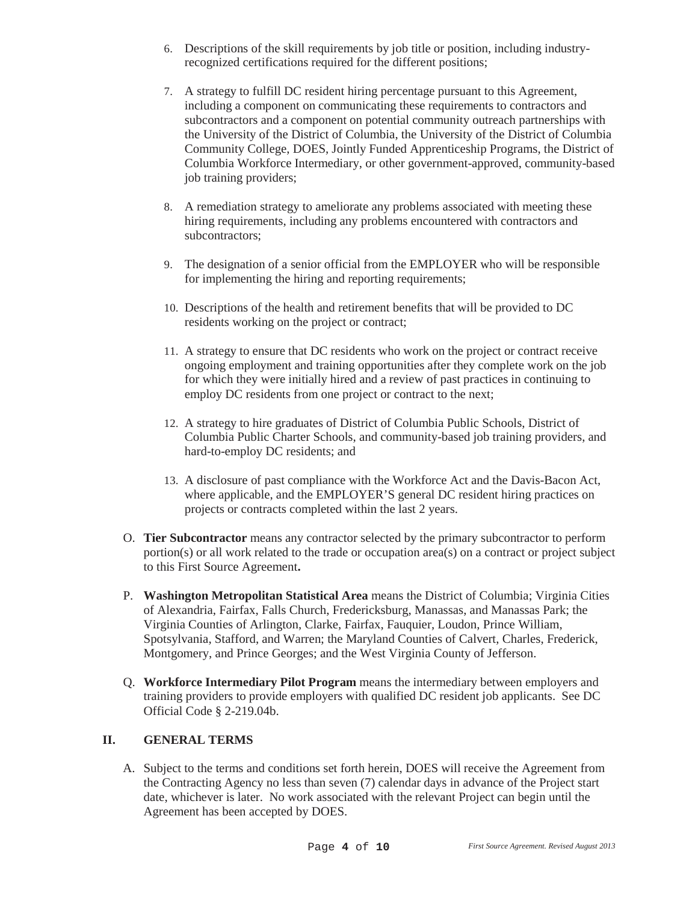6. Descriptions of the skill requirements by job title or position, including industry-recognized certifications required for the different positions;

7. A strategy to fulfill DC resident hiring percentage pursuant to this Agreement, including a component on communicating these requirements to contractors and subcontractors and a component on potential community outreach partnerships with the University of the District of Columbia, the University of the District of Columbia Community College, DOES, Jointly Funded Apprenticeship Programs, the District of Columbia Workforce Intermediary, or other government-approved, community-based job training providers;

8. A remediation strategy to ameliorate any problems associated with meeting these hiring requirements, including any problems encountered with contractors and subcontractors;

9. The designation of a senior official from the EMPLOYER who will be responsible for implementing the hiring and reporting requirements;

10. Descriptions of the health and retirement benefits that will be provided to DC residents working on the project or contract;

11. A strategy to ensure that DC residents who work on the project or contract receive ongoing employment and training opportunities after they complete work on the job for which they were initially hired and a review of past practices in continuing to employ DC residents from one project or contract to the next;

12. A strategy to hire graduates of District of Columbia Public Schools, District of Columbia Public Charter Schools, and community-based job training providers, and hard-to-employ DC residents; and

13. A disclosure of past compliance with the Workforce Act and the Davis-Bacon Act, where applicable, and the EMPLOYER'S general DC resident hiring practices on projects or contracts completed within the last 2 years.

O. **Tier Subcontractor** means any contractor selected by the primary subcontractor to perform portion(s) or all work related to the trade or occupation area(s) on a contract or project subject to this First Source Agreement**.**

P. **Washington Metropolitan Statistical Area** means the District of Columbia; Virginia Cities of Alexandria, Fairfax, Falls Church, Fredericksburg, Manassas, and Manassas Park; the Virginia Counties of Arlington, Clarke, Fairfax, Fauquier, Loudon, Prince William, Spotsylvania, Stafford, and Warren; the Maryland Counties of Calvert, Charles, Frederick, Montgomery, and Prince Georges; and the West Virginia County of Jefferson.

Q. **Workforce Intermediary Pilot Program** means the intermediary between employers and training providers to provide employers with qualified DC resident job applicants. See DC Official Code § 2-219.04b.

## II. GENERAL TERMS

A. Subject to the terms and conditions set forth herein, DOES will receive the Agreement from the Contracting Agency no less than seven (7) calendar days in advance of the Project start date, whichever is later. No work associated with the relevant Project can begin until the Agreement has been accepted by DOES.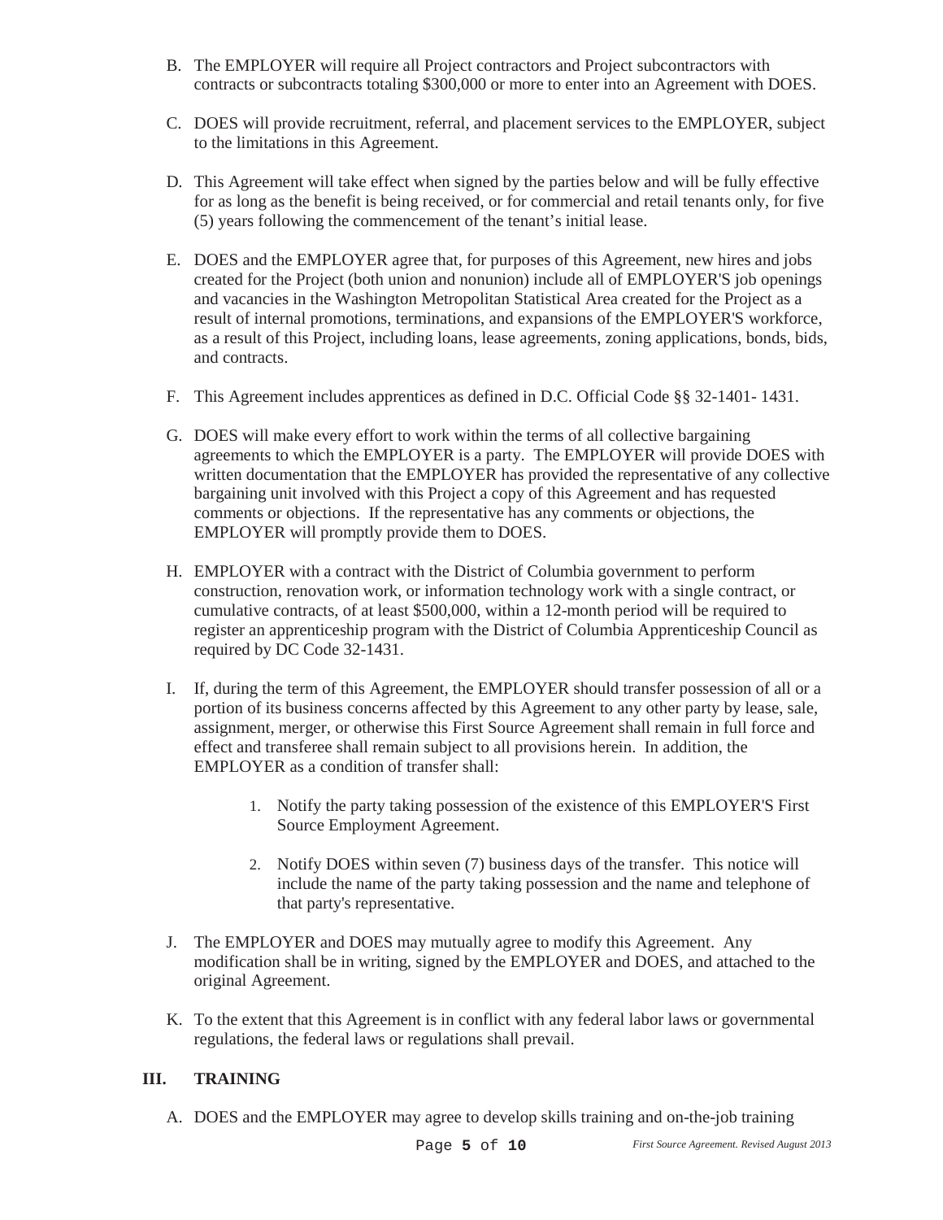B. The EMPLOYER will require all Project contractors and Project subcontractors with contracts or subcontracts totaling $300,000 or more to enter into an Agreement with DOES.

C. DOES will provide recruitment, referral, and placement services to the EMPLOYER, subject to the limitations in this Agreement.

D. This Agreement will take effect when signed by the parties below and will be fully effective for as long as the benefit is being received, or for commercial and retail tenants only, for five (5) years following the commencement of the tenant's initial lease.

E. DOES and the EMPLOYER agree that, for purposes of this Agreement, new hires and jobs created for the Project (both union and nonunion) include all of EMPLOYER'S job openings and vacancies in the Washington Metropolitan Statistical Area created for the Project as a result of internal promotions, terminations, and expansions of the EMPLOYER'S workforce, as a result of this Project, including loans, lease agreements, zoning applications, bonds, bids, and contracts.

F. This Agreement includes apprentices as defined in D.C. Official Code §§ 32-1401- 1431.

G. DOES will make every effort to work within the terms of all collective bargaining agreements to which the EMPLOYER is a party. The EMPLOYER will provide DOES with written documentation that the EMPLOYER has provided the representative of any collective bargaining unit involved with this Project a copy of this Agreement and has requested comments or objections. If the representative has any comments or objections, the EMPLOYER will promptly provide them to DOES.

H. EMPLOYER with a contract with the District of Columbia government to perform construction, renovation work, or information technology work with a single contract, or cumulative contracts, of at least $500,000, within a 12-month period will be required to register an apprenticeship program with the District of Columbia Apprenticeship Council as required by DC Code 32-1431.

I. If, during the term of this Agreement, the EMPLOYER should transfer possession of all or a portion of its business concerns affected by this Agreement to any other party by lease, sale, assignment, merger, or otherwise this First Source Agreement shall remain in full force and effect and transferee shall remain subject to all provisions herein. In addition, the EMPLOYER as a condition of transfer shall:

   1. Notify the party taking possession of the existence of this EMPLOYER'S First Source Employment Agreement.

   2. Notify DOES within seven (7) business days of the transfer. This notice will include the name of the party taking possession and the name and telephone of that party's representative.

J. The EMPLOYER and DOES may mutually agree to modify this Agreement. Any modification shall be in writing, signed by the EMPLOYER and DOES, and attached to the original Agreement.

K. To the extent that this Agreement is in conflict with any federal labor laws or governmental regulations, the federal laws or regulations shall prevail.

## III. TRAINING

A. DOES and the EMPLOYER may agree to develop skills training and on-the-job training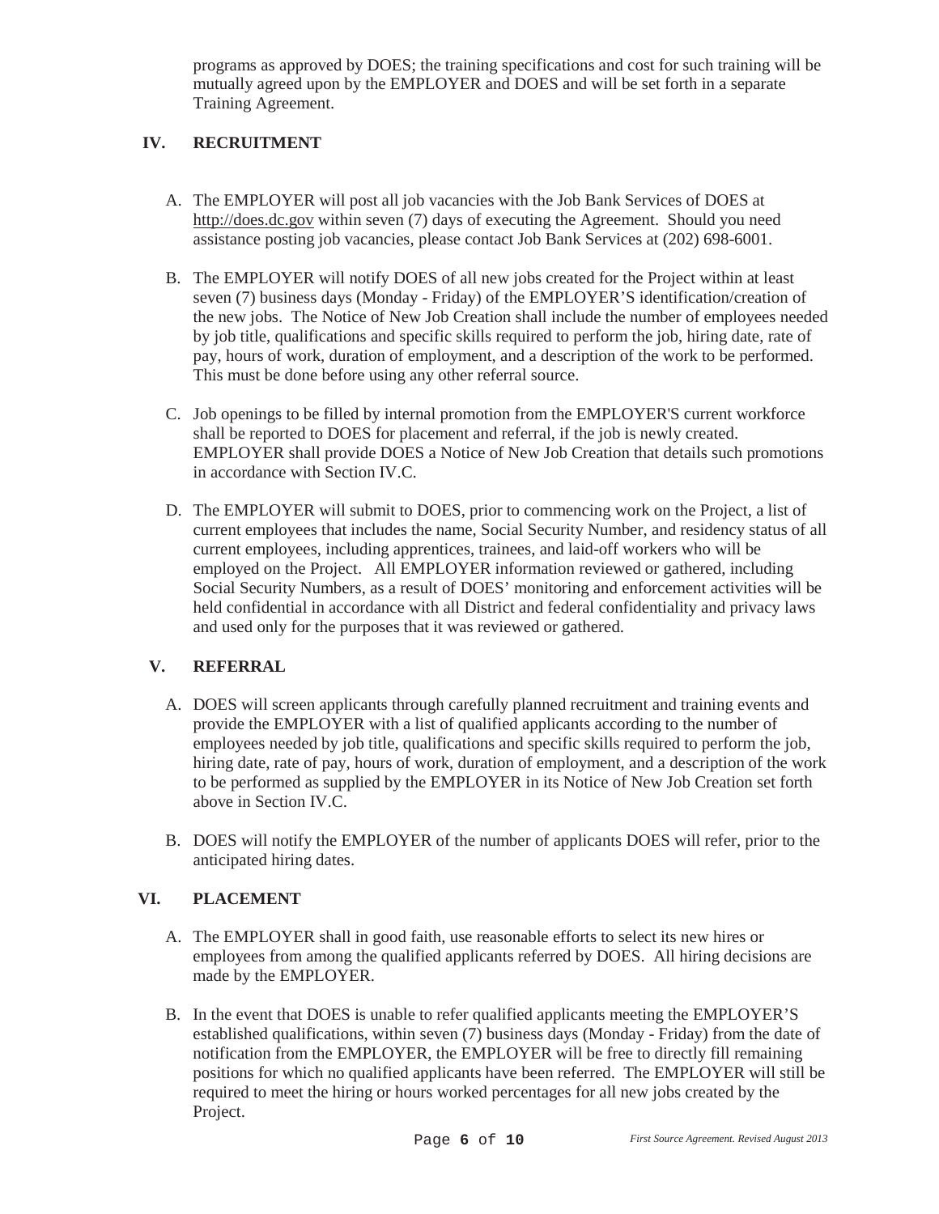programs as approved by DOES; the training specifications and cost for such training will be mutually agreed upon by the EMPLOYER and DOES and will be set forth in a separate Training Agreement.

## IV. RECRUITMENT

A. The EMPLOYER will post all job vacancies with the Job Bank Services of DOES at http://does.dc.gov within seven (7) days of executing the Agreement. Should you need assistance posting job vacancies, please contact Job Bank Services at (202) 698-6001.

B. The EMPLOYER will notify DOES of all new jobs created for the Project within at least seven (7) business days (Monday - Friday) of the EMPLOYER'S identification/creation of the new jobs. The Notice of New Job Creation shall include the number of employees needed by job title, qualifications and specific skills required to perform the job, hiring date, rate of pay, hours of work, duration of employment, and a description of the work to be performed. This must be done before using any other referral source.

C. Job openings to be filled by internal promotion from the EMPLOYER'S current workforce shall be reported to DOES for placement and referral, if the job is newly created. EMPLOYER shall provide DOES a Notice of New Job Creation that details such promotions in accordance with Section IV.C.

D. The EMPLOYER will submit to DOES, prior to commencing work on the Project, a list of current employees that includes the name, Social Security Number, and residency status of all current employees, including apprentices, trainees, and laid-off workers who will be employed on the Project. All EMPLOYER information reviewed or gathered, including Social Security Numbers, as a result of DOES' monitoring and enforcement activities will be held confidential in accordance with all District and federal confidentiality and privacy laws and used only for the purposes that it was reviewed or gathered.

## V. REFERRAL

A. DOES will screen applicants through carefully planned recruitment and training events and provide the EMPLOYER with a list of qualified applicants according to the number of employees needed by job title, qualifications and specific skills required to perform the job, hiring date, rate of pay, hours of work, duration of employment, and a description of the work to be performed as supplied by the EMPLOYER in its Notice of New Job Creation set forth above in Section IV.C.

B. DOES will notify the EMPLOYER of the number of applicants DOES will refer, prior to the anticipated hiring dates.

## VI. PLACEMENT

A. The EMPLOYER shall in good faith, use reasonable efforts to select its new hires or employees from among the qualified applicants referred by DOES. All hiring decisions are made by the EMPLOYER.

B. In the event that DOES is unable to refer qualified applicants meeting the EMPLOYER'S established qualifications, within seven (7) business days (Monday - Friday) from the date of notification from the EMPLOYER, the EMPLOYER will be free to directly fill remaining positions for which no qualified applicants have been referred. The EMPLOYER will still be required to meet the hiring or hours worked percentages for all new jobs created by the Project.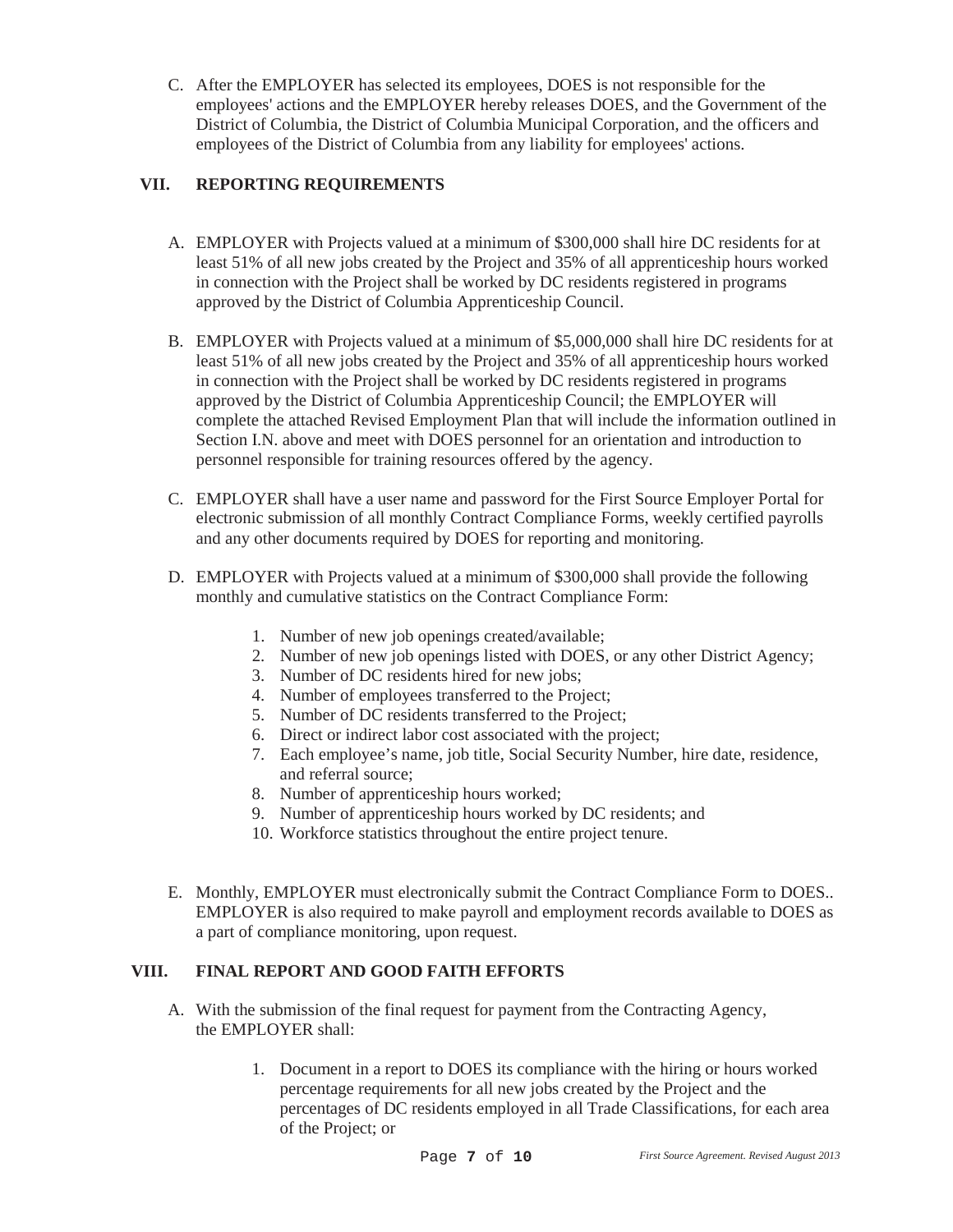C. After the EMPLOYER has selected its employees, DOES is not responsible for the employees' actions and the EMPLOYER hereby releases DOES, and the Government of the District of Columbia, the District of Columbia Municipal Corporation, and the officers and employees of the District of Columbia from any liability for employees' actions.

## VII. REPORTING REQUIREMENTS

A. EMPLOYER with Projects valued at a minimum of $300,000 shall hire DC residents for at least 51% of all new jobs created by the Project and 35% of all apprenticeship hours worked in connection with the Project shall be worked by DC residents registered in programs approved by the District of Columbia Apprenticeship Council.

B. EMPLOYER with Projects valued at a minimum of $5,000,000 shall hire DC residents for at least 51% of all new jobs created by the Project and 35% of all apprenticeship hours worked in connection with the Project shall be worked by DC residents registered in programs approved by the District of Columbia Apprenticeship Council; the EMPLOYER will complete the attached Revised Employment Plan that will include the information outlined in Section I.N. above and meet with DOES personnel for an orientation and introduction to personnel responsible for training resources offered by the agency.

C. EMPLOYER shall have a user name and password for the First Source Employer Portal for electronic submission of all monthly Contract Compliance Forms, weekly certified payrolls and any other documents required by DOES for reporting and monitoring.

D. EMPLOYER with Projects valued at a minimum of $300,000 shall provide the following monthly and cumulative statistics on the Contract Compliance Form:

1. Number of new job openings created/available;
2. Number of new job openings listed with DOES, or any other District Agency;
3. Number of DC residents hired for new jobs;
4. Number of employees transferred to the Project;
5. Number of DC residents transferred to the Project;
6. Direct or indirect labor cost associated with the project;
7. Each employee's name, job title, Social Security Number, hire date, residence, and referral source;
8. Number of apprenticeship hours worked;
9. Number of apprenticeship hours worked by DC residents; and
10. Workforce statistics throughout the entire project tenure.

E. Monthly, EMPLOYER must electronically submit the Contract Compliance Form to DOES.. EMPLOYER is also required to make payroll and employment records available to DOES as a part of compliance monitoring, upon request.

## VIII. FINAL REPORT AND GOOD FAITH EFFORTS

A. With the submission of the final request for payment from the Contracting Agency, the EMPLOYER shall:

1. Document in a report to DOES its compliance with the hiring or hours worked percentage requirements for all new jobs created by the Project and the percentages of DC residents employed in all Trade Classifications, for each area of the Project; or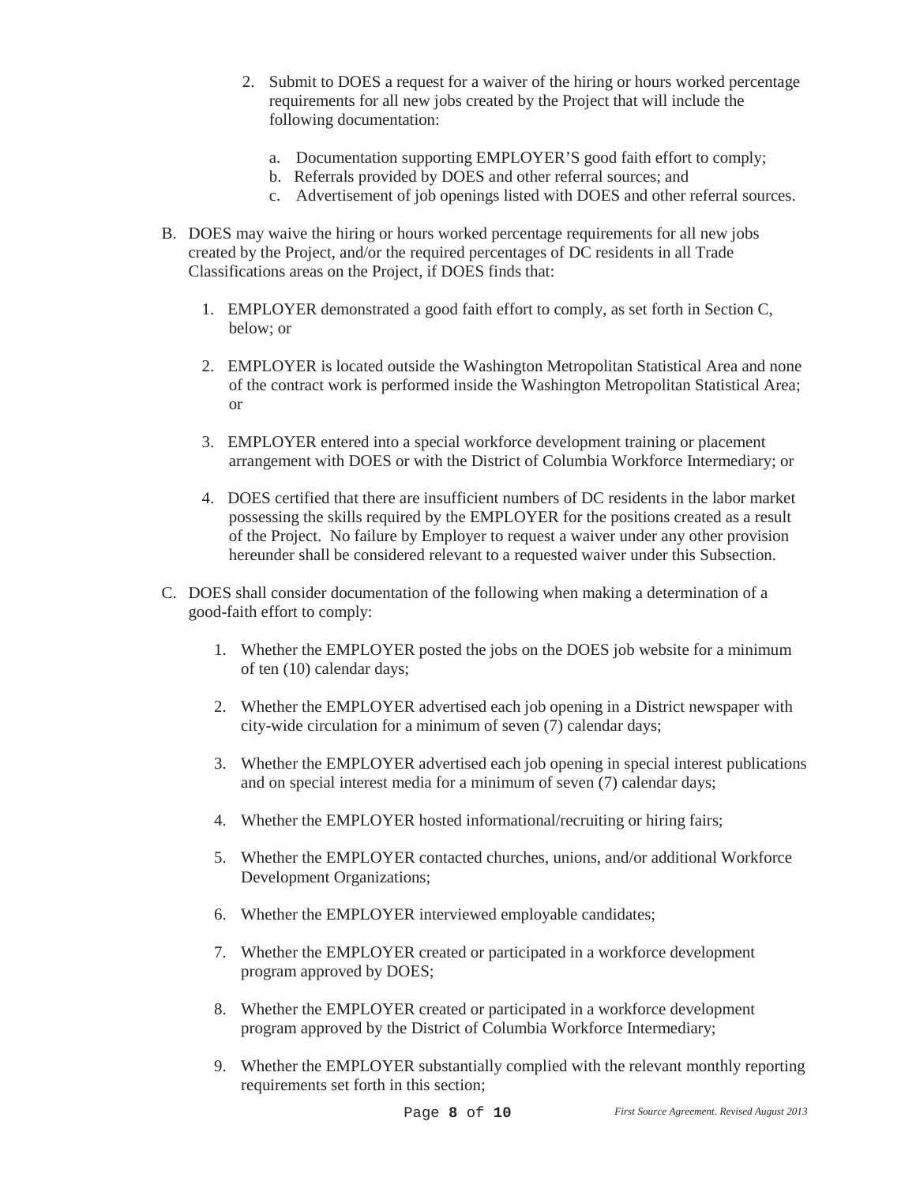2. Submit to DOES a request for a waiver of the hiring or hours worked percentage requirements for all new jobs created by the Project that will include the following documentation:

   a. Documentation supporting EMPLOYER'S good faith effort to comply;
   b. Referrals provided by DOES and other referral sources; and
   c. Advertisement of job openings listed with DOES and other referral sources.

B. DOES may waive the hiring or hours worked percentage requirements for all new jobs created by the Project, and/or the required percentages of DC residents in all Trade Classifications areas on the Project, if DOES finds that:

   1. EMPLOYER demonstrated a good faith effort to comply, as set forth in Section C, below; or

   2. EMPLOYER is located outside the Washington Metropolitan Statistical Area and none of the contract work is performed inside the Washington Metropolitan Statistical Area; or

   3. EMPLOYER entered into a special workforce development training or placement arrangement with DOES or with the District of Columbia Workforce Intermediary; or

   4. DOES certified that there are insufficient numbers of DC residents in the labor market possessing the skills required by the EMPLOYER for the positions created as a result of the Project. No failure by Employer to request a waiver under any other provision hereunder shall be considered relevant to a requested waiver under this Subsection.

C. DOES shall consider documentation of the following when making a determination of a good-faith effort to comply:

   1. Whether the EMPLOYER posted the jobs on the DOES job website for a minimum of ten (10) calendar days;

   2. Whether the EMPLOYER advertised each job opening in a District newspaper with city-wide circulation for a minimum of seven (7) calendar days;

   3. Whether the EMPLOYER advertised each job opening in special interest publications and on special interest media for a minimum of seven (7) calendar days;

   4. Whether the EMPLOYER hosted informational/recruiting or hiring fairs;

   5. Whether the EMPLOYER contacted churches, unions, and/or additional Workforce Development Organizations;

   6. Whether the EMPLOYER interviewed employable candidates;

   7. Whether the EMPLOYER created or participated in a workforce development program approved by DOES;

   8. Whether the EMPLOYER created or participated in a workforce development program approved by the District of Columbia Workforce Intermediary;

   9. Whether the EMPLOYER substantially complied with the relevant monthly reporting requirements set forth in this section;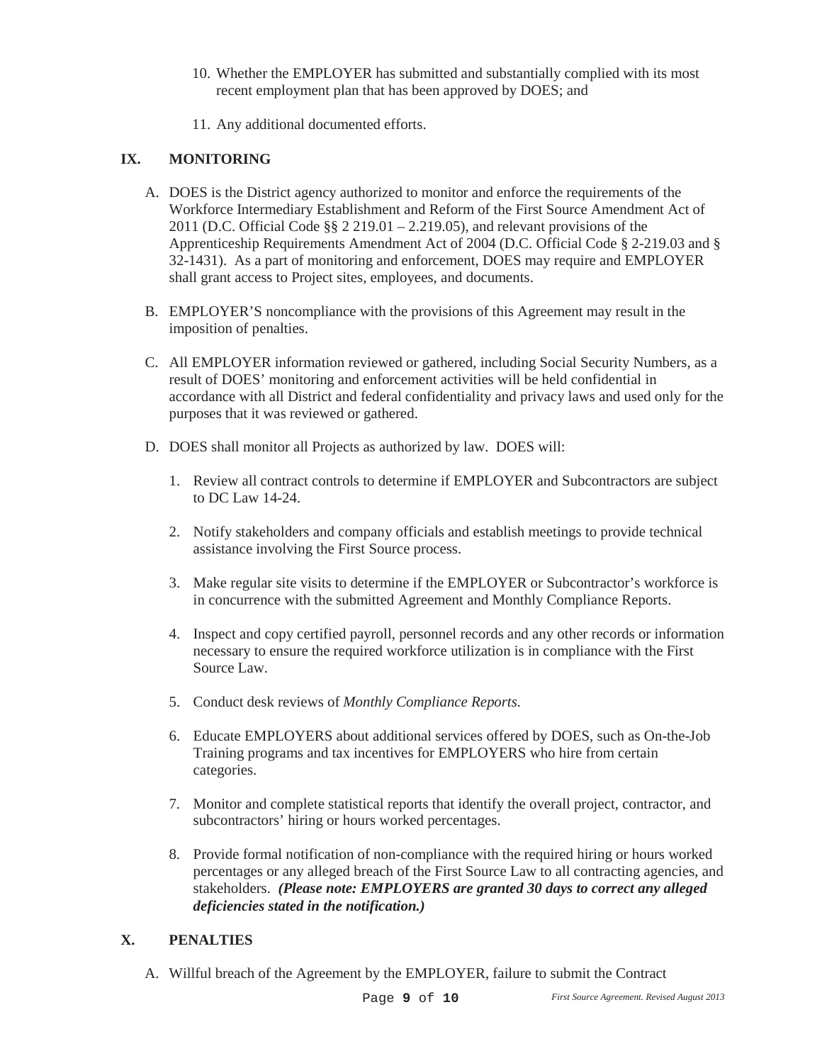10. Whether the EMPLOYER has submitted and substantially complied with its most recent employment plan that has been approved by DOES; and

11. Any additional documented efforts.

## IX. MONITORING

A. DOES is the District agency authorized to monitor and enforce the requirements of the Workforce Intermediary Establishment and Reform of the First Source Amendment Act of 2011 (D.C. Official Code §§ 2 219.01 – 2.219.05), and relevant provisions of the Apprenticeship Requirements Amendment Act of 2004 (D.C. Official Code § 2-219.03 and § 32-1431). As a part of monitoring and enforcement, DOES may require and EMPLOYER shall grant access to Project sites, employees, and documents.

B. EMPLOYER'S noncompliance with the provisions of this Agreement may result in the imposition of penalties.

C. All EMPLOYER information reviewed or gathered, including Social Security Numbers, as a result of DOES' monitoring and enforcement activities will be held confidential in accordance with all District and federal confidentiality and privacy laws and used only for the purposes that it was reviewed or gathered.

D. DOES shall monitor all Projects as authorized by law. DOES will:

1. Review all contract controls to determine if EMPLOYER and Subcontractors are subject to DC Law 14-24.

2. Notify stakeholders and company officials and establish meetings to provide technical assistance involving the First Source process.

3. Make regular site visits to determine if the EMPLOYER or Subcontractor's workforce is in concurrence with the submitted Agreement and Monthly Compliance Reports.

4. Inspect and copy certified payroll, personnel records and any other records or information necessary to ensure the required workforce utilization is in compliance with the First Source Law.

5. Conduct desk reviews of *Monthly Compliance Reports.*

6. Educate EMPLOYERS about additional services offered by DOES, such as On-the-Job Training programs and tax incentives for EMPLOYERS who hire from certain categories.

7. Monitor and complete statistical reports that identify the overall project, contractor, and subcontractors' hiring or hours worked percentages.

8. Provide formal notification of non-compliance with the required hiring or hours worked percentages or any alleged breach of the First Source Law to all contracting agencies, and stakeholders. ***(Please note: EMPLOYERS are granted 30 days to correct any alleged deficiencies stated in the notification.)***

## X. PENALTIES

A. Willful breach of the Agreement by the EMPLOYER, failure to submit the Contract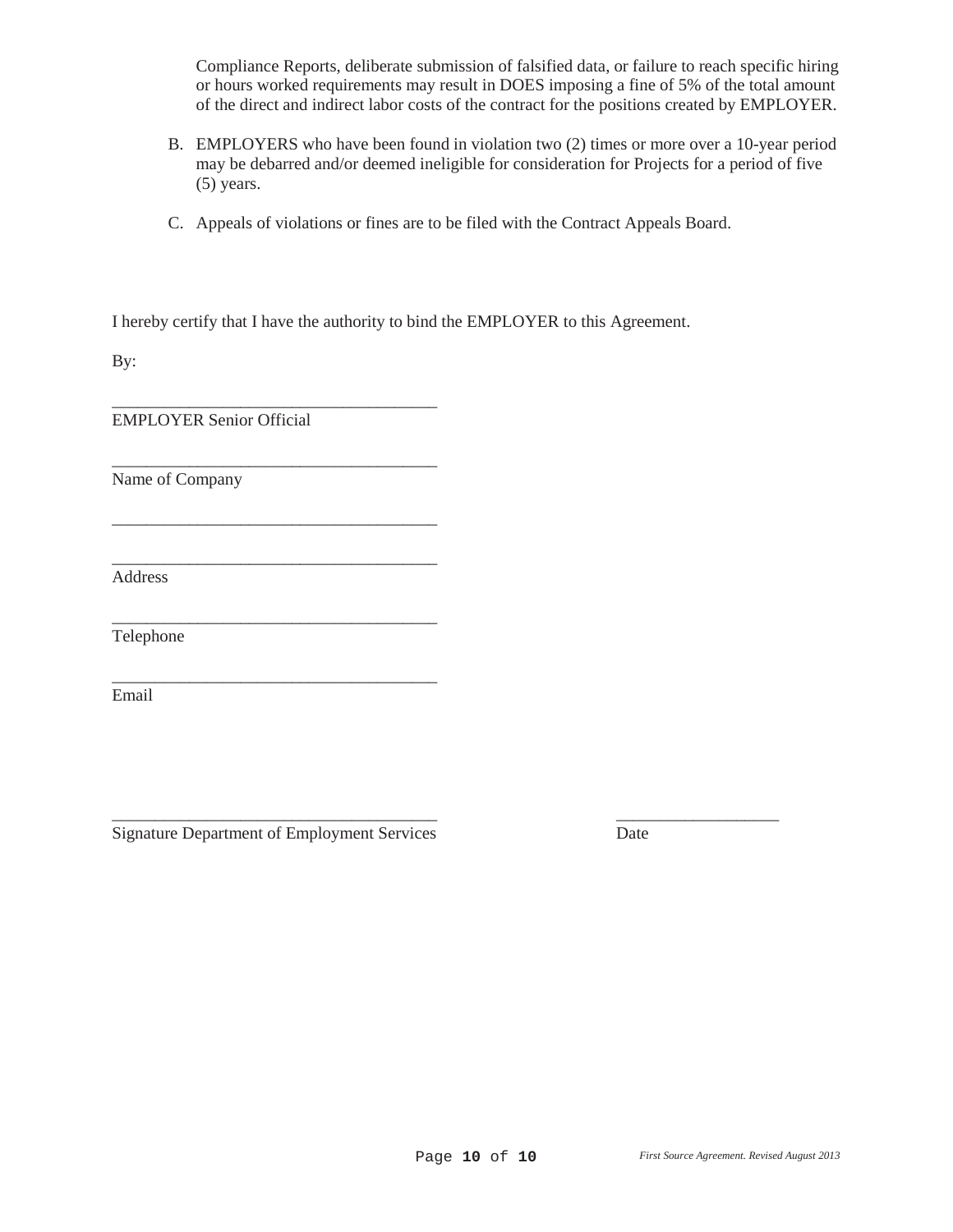Compliance Reports, deliberate submission of falsified data, or failure to reach specific hiring or hours worked requirements may result in DOES imposing a fine of 5% of the total amount of the direct and indirect labor costs of the contract for the positions created by EMPLOYER.

B. EMPLOYERS who have been found in violation two (2) times or more over a 10-year period may be debarred and/or deemed ineligible for consideration for Projects for a period of five (5) years.

C. Appeals of violations or fines are to be filed with the Contract Appeals Board.

I hereby certify that I have the authority to bind the EMPLOYER to this Agreement.

By:

_______________________________________
EMPLOYER Senior Official

_______________________________________
Name of Company

_______________________________________

_______________________________________
Address

_______________________________________
Telephone

_______________________________________
Email

_______________________________________ ___________________
Signature Department of Employment Services Date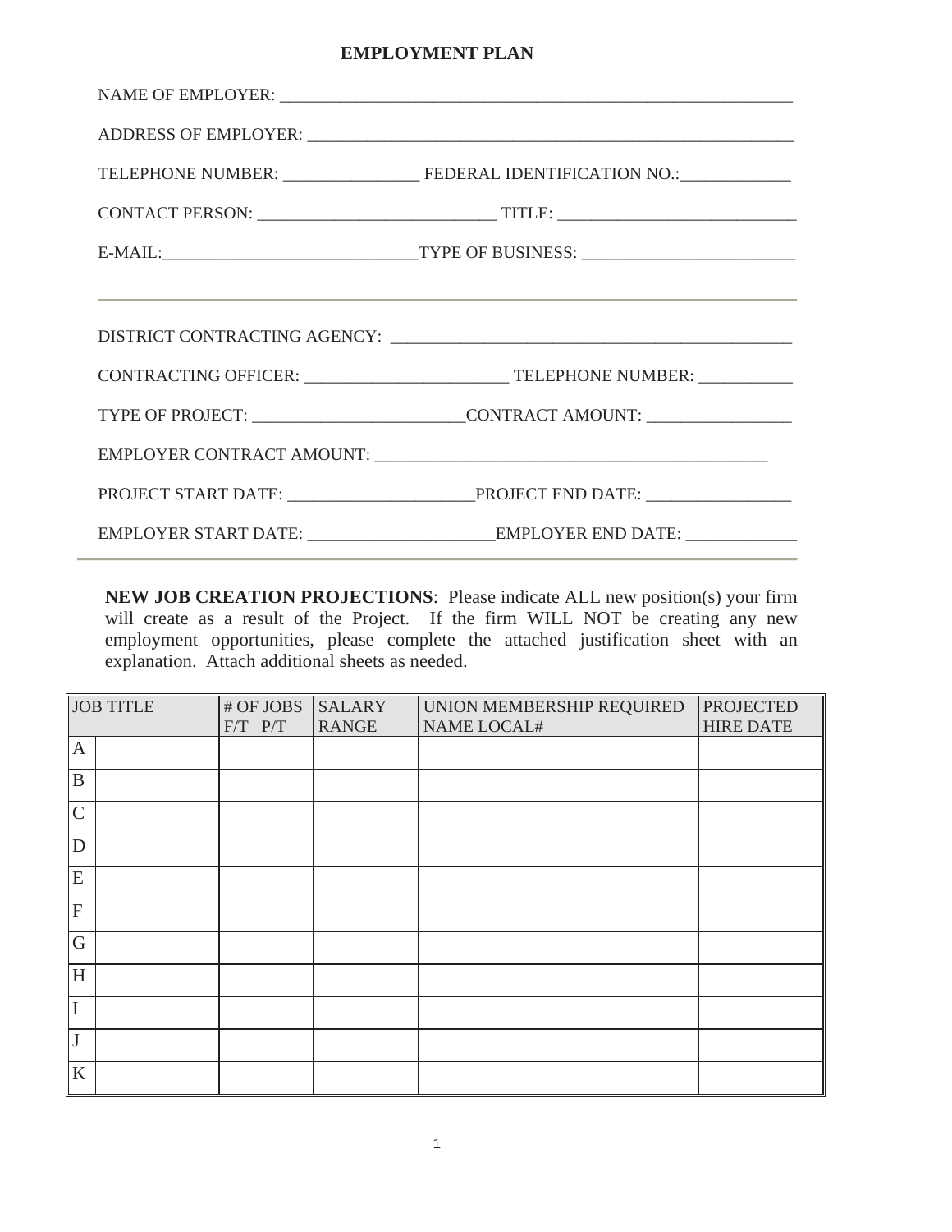# EMPLOYMENT PLAN

NAME OF EMPLOYER: ____________________________________________________________

ADDRESS OF EMPLOYER: _________________________________________________________

TELEPHONE NUMBER: ________________ FEDERAL IDENTIFICATION NO.:_____________

CONTACT PERSON: ____________________________ TITLE: ____________________________

E-MAIL:______________________________TYPE OF BUSINESS: _________________________

---

DISTRICT CONTRACTING AGENCY: ________________________________________________

CONTRACTING OFFICER: ________________________ TELEPHONE NUMBER: ___________

TYPE OF PROJECT: _________________________CONTRACT AMOUNT: _________________

EMPLOYER CONTRACT AMOUNT: _______________________________________________

PROJECT START DATE: ______________________PROJECT END DATE: _________________

EMPLOYER START DATE: ______________________EMPLOYER END DATE: _____________

---

**NEW JOB CREATION PROJECTIONS**: Please indicate ALL new position(s) your firm will create as a result of the Project. If the firm WILL NOT be creating any new employment opportunities, please complete the attached justification sheet with an explanation. Attach additional sheets as needed.

| JOB TITLE | | # OF JOBS F/T P/T | SALARY RANGE | UNION MEMBERSHIP REQUIRED NAME LOCAL# | PROJECTED HIRE DATE |
|---|---|---|---|---|---|
| A | | | | | |
| B | | | | | |
| C | | | | | |
| D | | | | | |
| E | | | | | |
| F | | | | | |
| G | | | | | |
| H | | | | | |
| I | | | | | |
| J | | | | | |
| K | | | | | |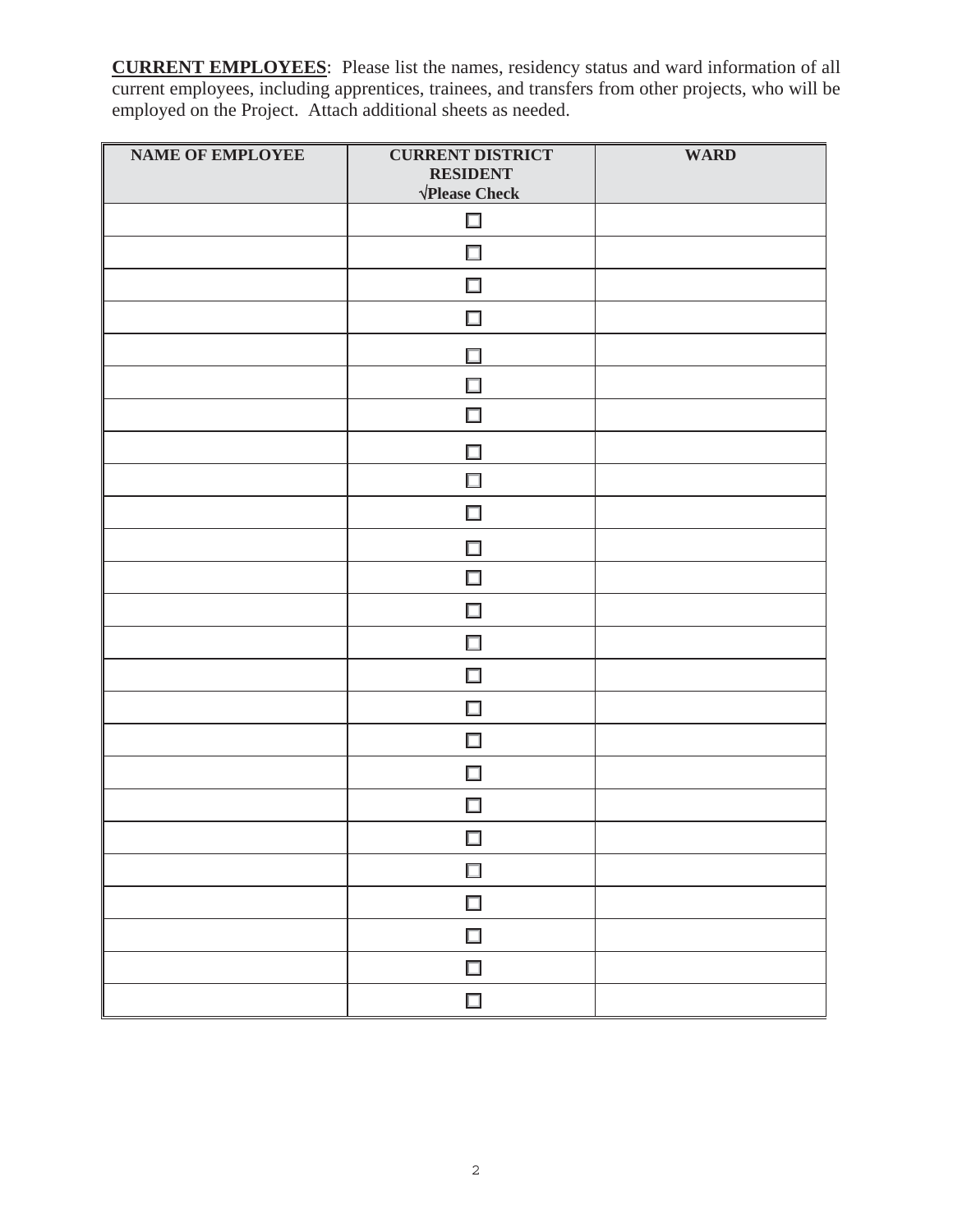**CURRENT EMPLOYEES**: Please list the names, residency status and ward information of all current employees, including apprentices, trainees, and transfers from other projects, who will be employed on the Project. Attach additional sheets as needed.

| NAME OF EMPLOYEE | CURRENT DISTRICT RESIDENT √Please Check | WARD |
|---|---|---|
| | ☐ | |
| | ☐ | |
| | ☐ | |
| | ☐ | |
| | ☐ | |
| | ☐ | |
| | ☐ | |
| | ☐ | |
| | ☐ | |
| | ☐ | |
| | ☐ | |
| | ☐ | |
| | ☐ | |
| | ☐ | |
| | ☐ | |
| | ☐ | |
| | ☐ | |
| | ☐ | |
| | ☐ | |
| | ☐ | |
| | ☐ | |
| | ☐ | |
| | ☐ | |
| | ☐ | |
| | ☐ | |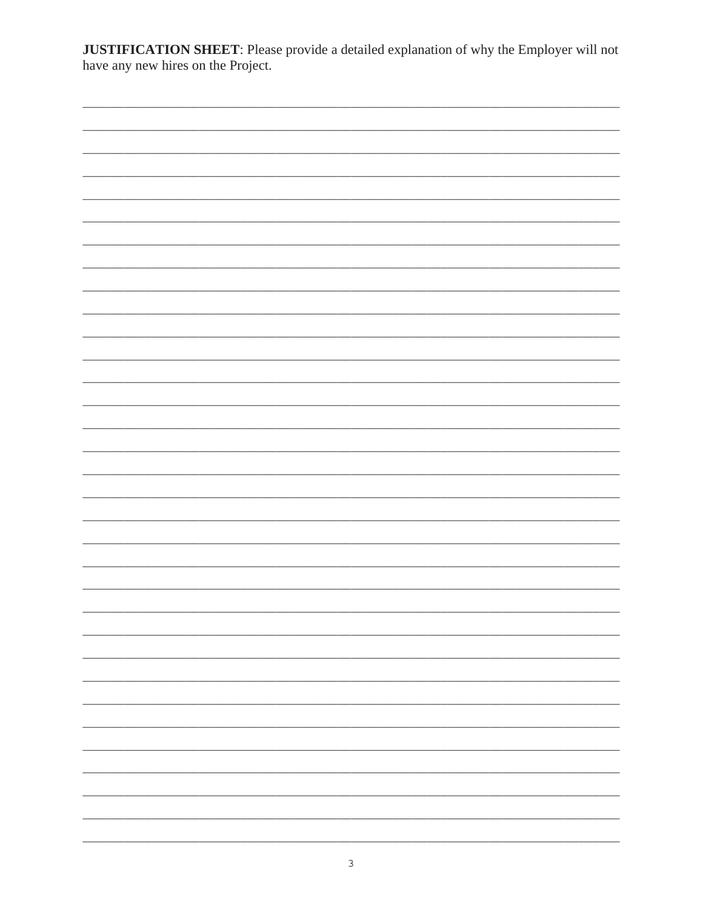**JUSTIFICATION SHEET**: Please provide a detailed explanation of why the Employer will not have any new hires on the Project.

\_\_\_\_\_\_\_\_\_\_\_\_\_\_\_\_\_\_\_\_\_\_\_\_\_\_\_\_\_\_\_\_\_\_\_\_\_\_\_\_\_\_\_\_\_\_\_\_\_\_\_\_\_\_\_\_\_\_\_\_\_\_\_\_\_\_\_\_\_\_\_\_\_\_\_\_\_\_\_\_\_\_

\_\_\_\_\_\_\_\_\_\_\_\_\_\_\_\_\_\_\_\_\_\_\_\_\_\_\_\_\_\_\_\_\_\_\_\_\_\_\_\_\_\_\_\_\_\_\_\_\_\_\_\_\_\_\_\_\_\_\_\_\_\_\_\_\_\_\_\_\_\_\_\_\_\_\_\_\_\_\_\_\_\_

\_\_\_\_\_\_\_\_\_\_\_\_\_\_\_\_\_\_\_\_\_\_\_\_\_\_\_\_\_\_\_\_\_\_\_\_\_\_\_\_\_\_\_\_\_\_\_\_\_\_\_\_\_\_\_\_\_\_\_\_\_\_\_\_\_\_\_\_\_\_\_\_\_\_\_\_\_\_\_\_\_\_

\_\_\_\_\_\_\_\_\_\_\_\_\_\_\_\_\_\_\_\_\_\_\_\_\_\_\_\_\_\_\_\_\_\_\_\_\_\_\_\_\_\_\_\_\_\_\_\_\_\_\_\_\_\_\_\_\_\_\_\_\_\_\_\_\_\_\_\_\_\_\_\_\_\_\_\_\_\_\_\_\_\_

\_\_\_\_\_\_\_\_\_\_\_\_\_\_\_\_\_\_\_\_\_\_\_\_\_\_\_\_\_\_\_\_\_\_\_\_\_\_\_\_\_\_\_\_\_\_\_\_\_\_\_\_\_\_\_\_\_\_\_\_\_\_\_\_\_\_\_\_\_\_\_\_\_\_\_\_\_\_\_\_\_\_

\_\_\_\_\_\_\_\_\_\_\_\_\_\_\_\_\_\_\_\_\_\_\_\_\_\_\_\_\_\_\_\_\_\_\_\_\_\_\_\_\_\_\_\_\_\_\_\_\_\_\_\_\_\_\_\_\_\_\_\_\_\_\_\_\_\_\_\_\_\_\_\_\_\_\_\_\_\_\_\_\_\_

\_\_\_\_\_\_\_\_\_\_\_\_\_\_\_\_\_\_\_\_\_\_\_\_\_\_\_\_\_\_\_\_\_\_\_\_\_\_\_\_\_\_\_\_\_\_\_\_\_\_\_\_\_\_\_\_\_\_\_\_\_\_\_\_\_\_\_\_\_\_\_\_\_\_\_\_\_\_\_\_\_\_

\_\_\_\_\_\_\_\_\_\_\_\_\_\_\_\_\_\_\_\_\_\_\_\_\_\_\_\_\_\_\_\_\_\_\_\_\_\_\_\_\_\_\_\_\_\_\_\_\_\_\_\_\_\_\_\_\_\_\_\_\_\_\_\_\_\_\_\_\_\_\_\_\_\_\_\_\_\_\_\_\_\_

\_\_\_\_\_\_\_\_\_\_\_\_\_\_\_\_\_\_\_\_\_\_\_\_\_\_\_\_\_\_\_\_\_\_\_\_\_\_\_\_\_\_\_\_\_\_\_\_\_\_\_\_\_\_\_\_\_\_\_\_\_\_\_\_\_\_\_\_\_\_\_\_\_\_\_\_\_\_\_\_\_\_

\_\_\_\_\_\_\_\_\_\_\_\_\_\_\_\_\_\_\_\_\_\_\_\_\_\_\_\_\_\_\_\_\_\_\_\_\_\_\_\_\_\_\_\_\_\_\_\_\_\_\_\_\_\_\_\_\_\_\_\_\_\_\_\_\_\_\_\_\_\_\_\_\_\_\_\_\_\_\_\_\_\_